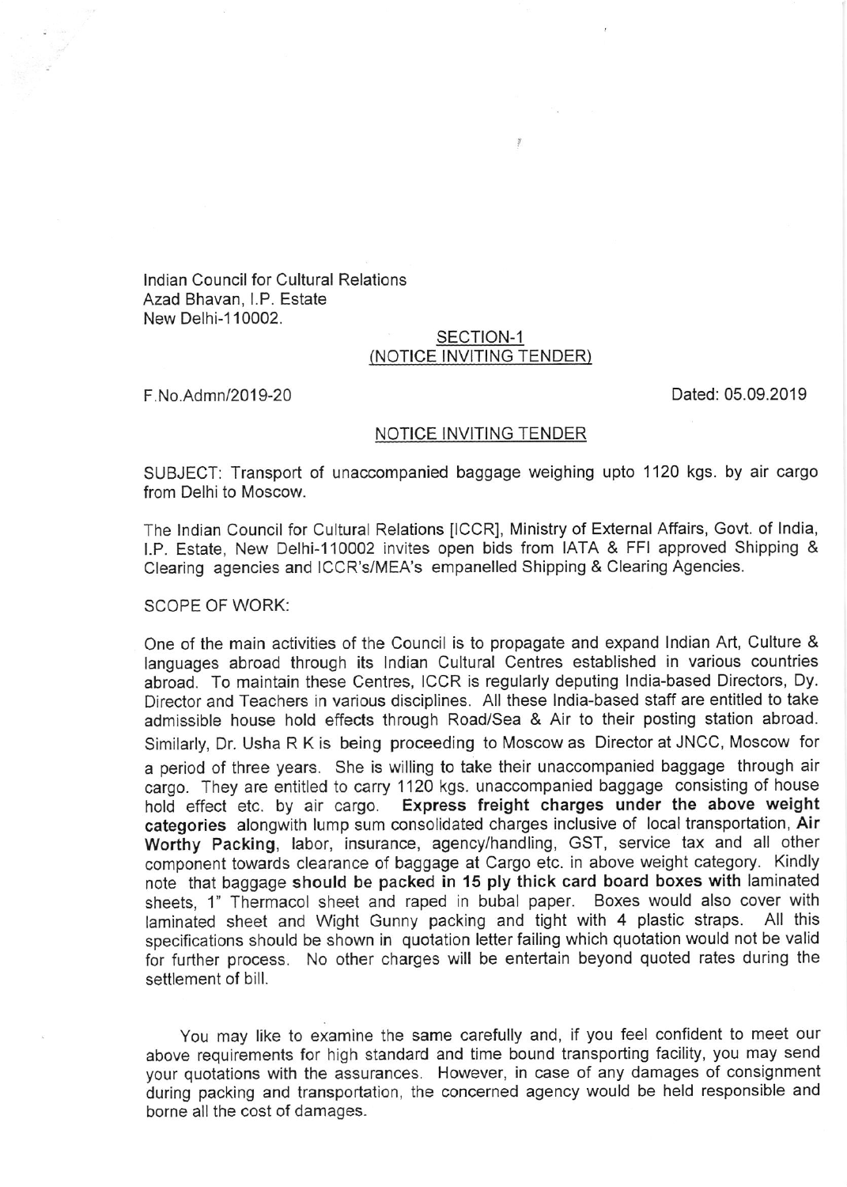Indian Council for Cultural Relations
Azad Bhavan, I.P. Estate
New Delhi-110002.

## SECTION-1
## (NOTICE INVITING TENDER)

F.No.Admn/2019-20 Dated: 05.09.2019

### NOTICE INVITING TENDER

SUBJECT: Transport of unaccompanied baggage weighing upto 1120 kgs. by air cargo from Delhi to Moscow.

The Indian Council for Cultural Relations [ICCR], Ministry of External Affairs, Govt. of India, I.P. Estate, New Delhi-110002 invites open bids from IATA & FFI approved Shipping & Clearing agencies and ICCR's/MEA's empanelled Shipping & Clearing Agencies.

SCOPE OF WORK:

One of the main activities of the Council is to propagate and expand Indian Art, Culture & languages abroad through its Indian Cultural Centres established in various countries abroad. To maintain these Centres, ICCR is regularly deputing India-based Directors, Dy. Director and Teachers in various disciplines. All these India-based staff are entitled to take admissible house hold effects through Road/Sea & Air to their posting station abroad. Similarly, Dr. Usha R K is being proceeding to Moscow as Director at JNCC, Moscow for a period of three years. She is willing to take their unaccompanied baggage through air cargo. They are entitled to carry 1120 kgs. unaccompanied baggage consisting of house hold effect etc. by air cargo. **Express freight charges under the above weight categories** alongwith lump sum consolidated charges inclusive of local transportation, **Air Worthy Packing**, labor, insurance, agency/handling, GST, service tax and all other component towards clearance of baggage at Cargo etc. in above weight category. Kindly note that baggage **should be packed in 15 ply thick card board boxes with** laminated sheets, 1" Thermacol sheet and raped in bubal paper. Boxes would also cover with laminated sheet and Wight Gunny packing and tight with 4 plastic straps. All this specifications should be shown in quotation letter failing which quotation would not be valid for further process. No other charges will be entertain beyond quoted rates during the settlement of bill.

You may like to examine the same carefully and, if you feel confident to meet our above requirements for high standard and time bound transporting facility, you may send your quotations with the assurances. However, in case of any damages of consignment during packing and transportation, the concerned agency would be held responsible and borne all the cost of damages.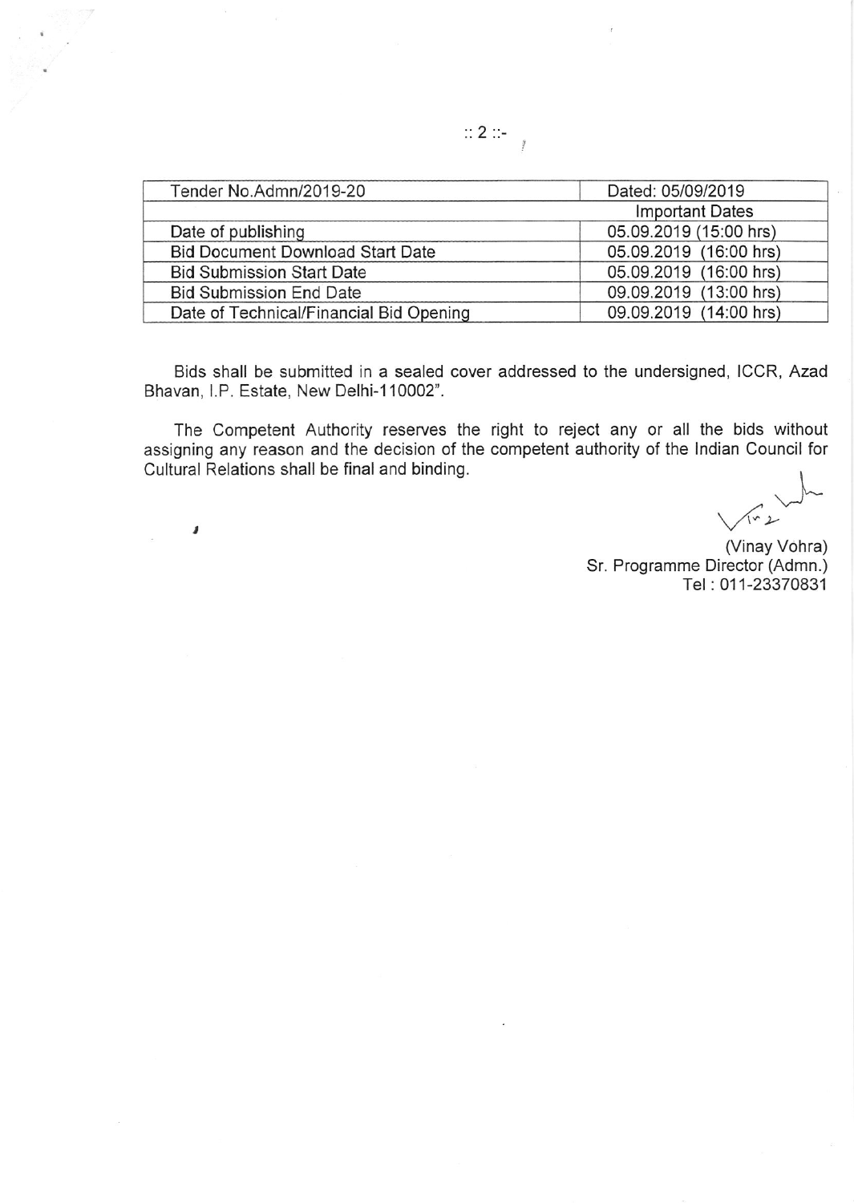| Tender No.Admn/2019-20 | Dated: 05/09/2019 |
|---|---|
| | Important Dates |
| Date of publishing | 05.09.2019 (15:00 hrs) |
| Bid Document Download Start Date | 05.09.2019 (16:00 hrs) |
| Bid Submission Start Date | 05.09.2019 (16:00 hrs) |
| Bid Submission End Date | 09.09.2019 (13:00 hrs) |
| Date of Technical/Financial Bid Opening | 09.09.2019 (14:00 hrs) |

Bids shall be submitted in a sealed cover addressed to the undersigned, ICCR, Azad Bhavan, I.P. Estate, New Delhi-110002".

The Competent Authority reserves the right to reject any or all the bids without assigning any reason and the decision of the competent authority of the Indian Council for Cultural Relations shall be final and binding.

(Vinay Vohra)
Sr. Programme Director (Admn.)
Tel : 011-23370831